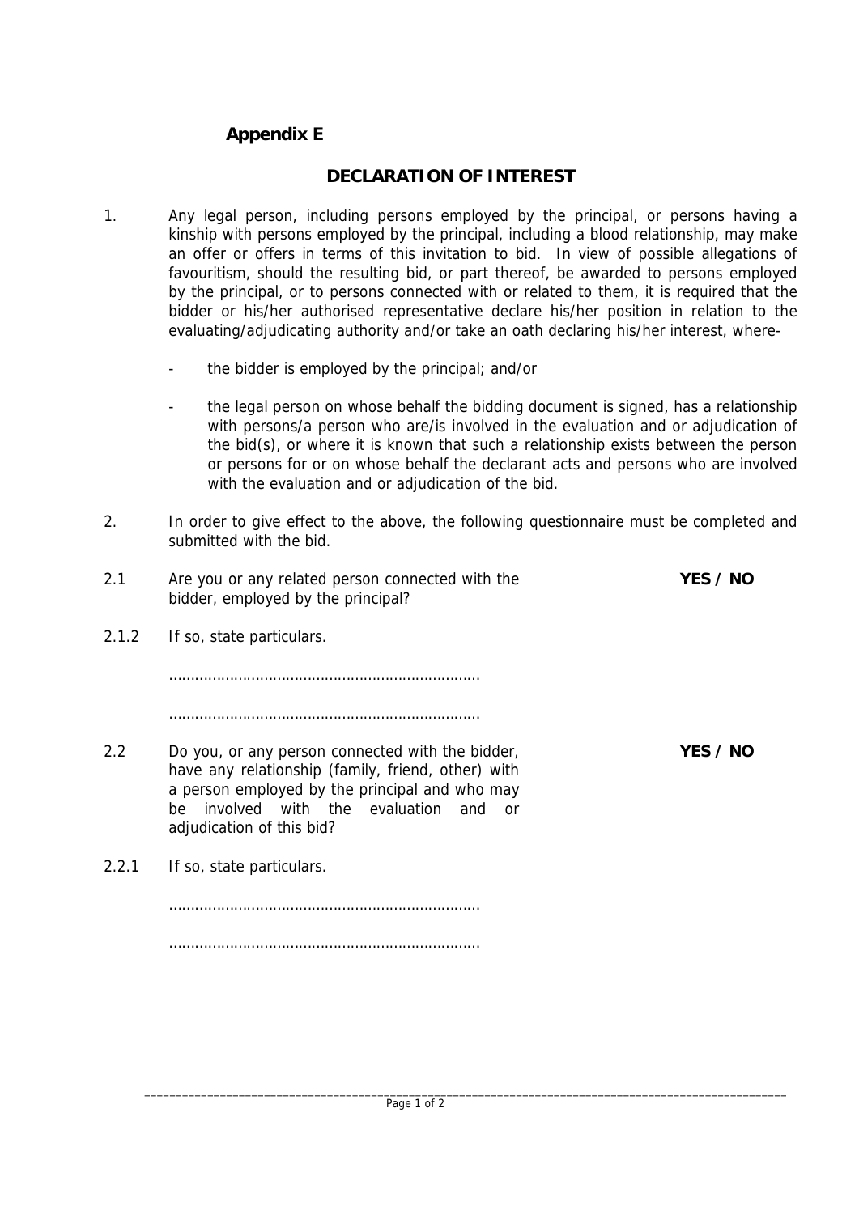**Appendix E**

## DECLARATION OF INTEREST

1. Any legal person, including persons employed by the principal, or persons having a kinship with persons employed by the principal, including a blood relationship, may make an offer or offers in terms of this invitation to bid. In view of possible allegations of favouritism, should the resulting bid, or part thereof, be awarded to persons employed by the principal, or to persons connected with or related to them, it is required that the bidder or his/her authorised representative declare his/her position in relation to the evaluating/adjudicating authority and/or take an oath declaring his/her interest, where-

    - the bidder is employed by the principal; and/or

    - the legal person on whose behalf the bidding document is signed, has a relationship with persons/a person who are/is involved in the evaluation and or adjudication of the bid(s), or where it is known that such a relationship exists between the person or persons for or on whose behalf the declarant acts and persons who are involved with the evaluation and or adjudication of the bid.

2. In order to give effect to the above, the following questionnaire must be completed and submitted with the bid.

2.1 Are you or any related person connected with the bidder, employed by the principal? **YES / NO**

2.1.2 If so, state particulars.

.......................................................................

.......................................................................

2.2 Do you, or any person connected with the bidder, have any relationship (family, friend, other) with a person employed by the principal and who may be involved with the evaluation and or adjudication of this bid? **YES / NO**

2.2.1 If so, state particulars.

.......................................................................

.......................................................................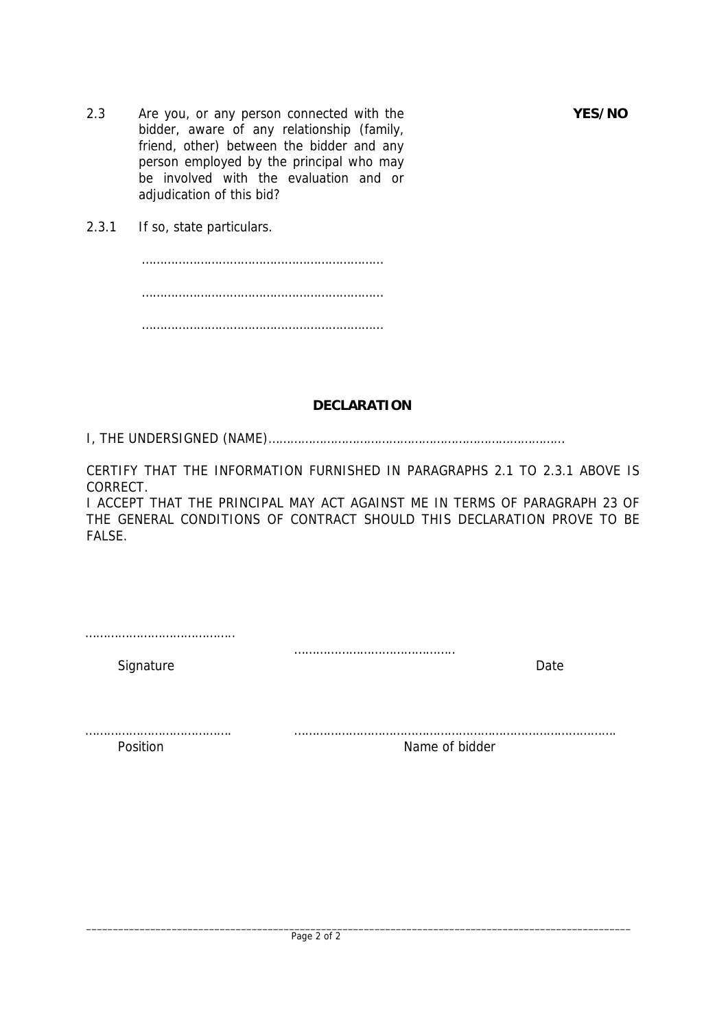2.3 Are you, or any person connected with the bidder, aware of any relationship (family, friend, other) between the bidder and any person employed by the principal who may be involved with the evaluation and or adjudication of this bid? **YES/NO**

2.3.1 If so, state particulars.

……………………………………………………………

……………………………………………………………

……………………………………………………………

## DECLARATION

I, THE UNDERSIGNED (NAME)……………………………………………………………………

CERTIFY THAT THE INFORMATION FURNISHED IN PARAGRAPHS 2.1 TO 2.3.1 ABOVE IS CORRECT.
I ACCEPT THAT THE PRINCIPAL MAY ACT AGAINST ME IN TERMS OF PARAGRAPH 23 OF THE GENERAL CONDITIONS OF CONTRACT SHOULD THIS DECLARATION PROVE TO BE FALSE.

…………………………………… ……………………………………
Signature Date

…………………………………… ……………………………………………………………………
Position Name of bidder